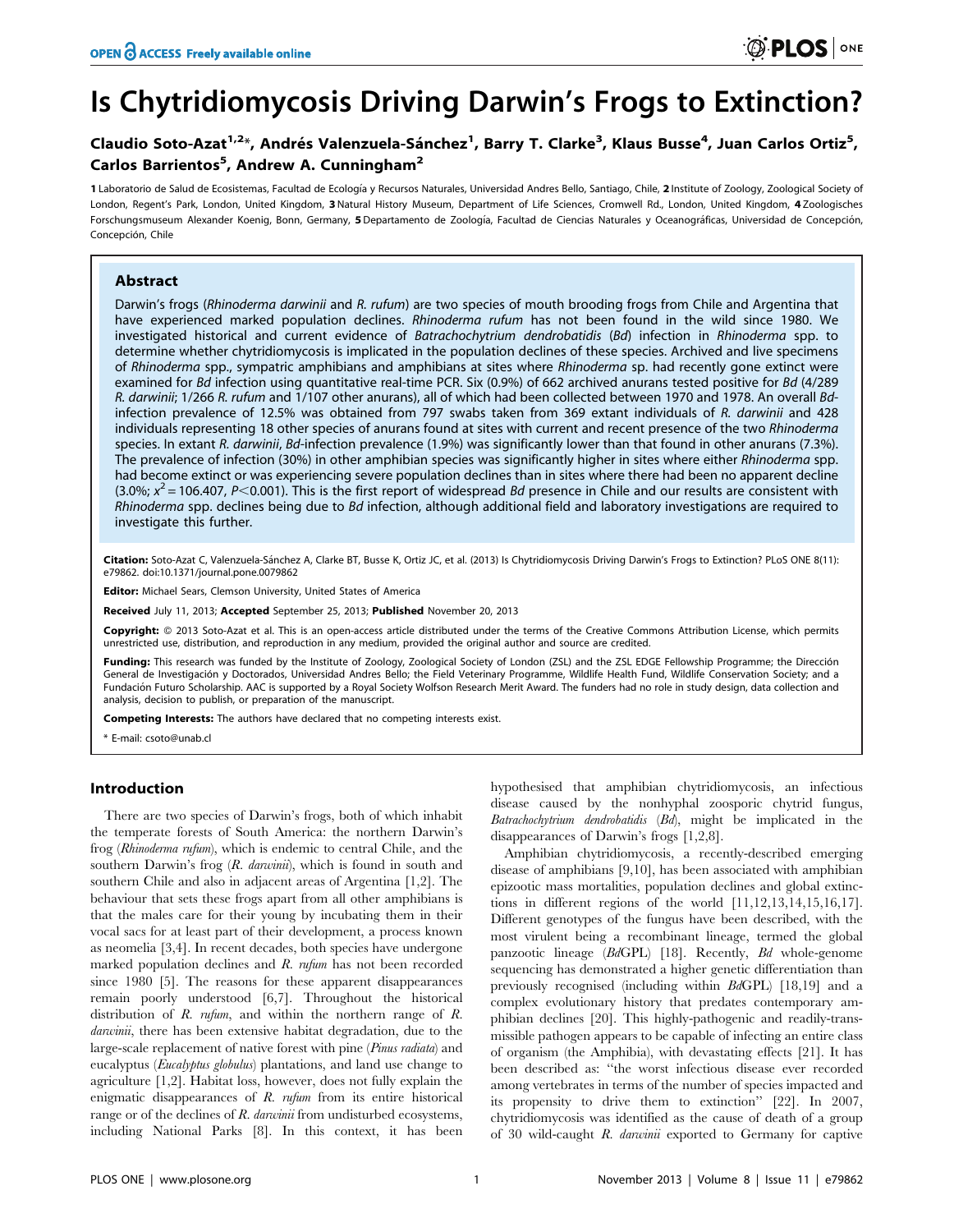# Is Chytridiomycosis Driving Darwin's Frogs to Extinction?

**Claudio Soto-Azat[1,2]\*, Andrés Valenzuela-Sánchez[1], Barry T. Clarke[3], Klaus Busse[4], Juan Carlos Ortiz[5], Carlos Barrientos[5], Andrew A. Cunningham[2]**

1 Laboratorio de Salud de Ecosistemas, Facultad de Ecología y Recursos Naturales, Universidad Andres Bello, Santiago, Chile, 2 Institute of Zoology, Zoological Society of London, Regent's Park, London, United Kingdom, 3 Natural History Museum, Department of Life Sciences, Cromwell Rd., London, United Kingdom, 4 Zoologisches Forschungsmuseum Alexander Koenig, Bonn, Germany, 5 Departamento de Zoología, Facultad de Ciencias Naturales y Oceanográficas, Universidad de Concepción, Concepción, Chile

## Abstract

Darwin's frogs (*Rhinoderma darwinii* and *R. rufum*) are two species of mouth brooding frogs from Chile and Argentina that have experienced marked population declines. *Rhinoderma rufum* has not been found in the wild since 1980. We investigated historical and current evidence of *Batrachochytrium dendrobatidis* (*Bd*) infection in *Rhinoderma* spp. to determine whether chytridiomycosis is implicated in the population declines of these species. Archived and live specimens of *Rhinoderma* spp., sympatric amphibians and amphibians at sites where *Rhinoderma* sp. had recently gone extinct were examined for *Bd* infection using quantitative real-time PCR. Six (0.9%) of 662 archived anurans tested positive for *Bd* (4/289 *R. darwinii*; 1/266 *R. rufum* and 1/107 other anurans), all of which had been collected between 1970 and 1978. An overall *Bd*-infection prevalence of 12.5% was obtained from 797 swabs taken from 369 extant individuals of *R. darwinii* and 428 individuals representing 18 other species of anurans found at sites with current and recent presence of the two *Rhinoderma* species. In extant *R. darwinii*, *Bd*-infection prevalence (1.9%) was significantly lower than that found in other anurans (7.3%). The prevalence of infection (30%) in other amphibian species was significantly higher in sites where either *Rhinoderma* spp. had become extinct or was experiencing severe population declines than in sites where there had been no apparent decline (3.0%; $x^2 = 106.407$, $P<0.001$). This is the first report of widespread *Bd* presence in Chile and our results are consistent with *Rhinoderma* spp. declines being due to *Bd* infection, although additional field and laboratory investigations are required to investigate this further.

**Citation:** Soto-Azat C, Valenzuela-Sánchez A, Clarke BT, Busse K, Ortiz JC, et al. (2013) Is Chytridiomycosis Driving Darwin's Frogs to Extinction? PLoS ONE 8(11): e79862. doi:10.1371/journal.pone.0079862

**Editor:** Michael Sears, Clemson University, United States of America

**Received** July 11, 2013; **Accepted** September 25, 2013; **Published** November 20, 2013

**Copyright:** © 2013 Soto-Azat et al. This is an open-access article distributed under the terms of the Creative Commons Attribution License, which permits unrestricted use, distribution, and reproduction in any medium, provided the original author and source are credited.

**Funding:** This research was funded by the Institute of Zoology, Zoological Society of London (ZSL) and the ZSL EDGE Fellowship Programme; the Dirección General de Investigación y Doctorados, Universidad Andres Bello; the Field Veterinary Programme, Wildlife Health Fund, Wildlife Conservation Society; and a Fundación Futuro Scholarship. AAC is supported by a Royal Society Wolfson Research Merit Award. The funders had no role in study design, data collection and analysis, decision to publish, or preparation of the manuscript.

**Competing Interests:** The authors have declared that no competing interests exist.

\* E-mail: csoto@unab.cl

## Introduction

There are two species of Darwin's frogs, both of which inhabit the temperate forests of South America: the northern Darwin's frog (*Rhinoderma rufum*), which is endemic to central Chile, and the southern Darwin's frog (*R. darwinii*), which is found in south and southern Chile and also in adjacent areas of Argentina [1,2]. The behaviour that sets these frogs apart from all other amphibians is that the males care for their young by incubating them in their vocal sacs for at least part of their development, a process known as neomelia [3,4]. In recent decades, both species have undergone marked population declines and *R. rufum* has not been recorded since 1980 [5]. The reasons for these apparent disappearances remain poorly understood [6,7]. Throughout the historical distribution of *R. rufum*, and within the northern range of *R. darwinii*, there has been extensive habitat degradation, due to the large-scale replacement of native forest with pine (*Pinus radiata*) and eucalyptus (*Eucalyptus globulus*) plantations, and land use change to agriculture [1,2]. Habitat loss, however, does not fully explain the enigmatic disappearances of *R. rufum* from its entire historical range or of the declines of *R. darwinii* from undisturbed ecosystems, including National Parks [8]. In this context, it has been hypothesised that amphibian chytridiomycosis, an infectious disease caused by the nonhyphal zoosporic chytrid fungus, *Batrachochytrium dendrobatidis* (*Bd*), might be implicated in the disappearances of Darwin's frogs [1,2,8].

Amphibian chytridiomycosis, a recently-described emerging disease of amphibians [9,10], has been associated with amphibian epizootic mass mortalities, population declines and global extinctions in different regions of the world [11,12,13,14,15,16,17]. Different genotypes of the fungus have been described, with the most virulent being a recombinant lineage, termed the global panzootic lineage (*Bd*GPL) [18]. Recently, *Bd* whole-genome sequencing has demonstrated a higher genetic differentiation than previously recognised (including within *Bd*GPL) [18,19] and a complex evolutionary history that predates contemporary amphibian declines [20]. This highly-pathogenic and readily-transmissible pathogen appears to be capable of infecting an entire class of organism (the Amphibia), with devastating effects [21]. It has been described as: "the worst infectious disease ever recorded among vertebrates in terms of the number of species impacted and its propensity to drive them to extinction" [22]. In 2007, chytridiomycosis was identified as the cause of death of a group of 30 wild-caught *R. darwinii* exported to Germany for captive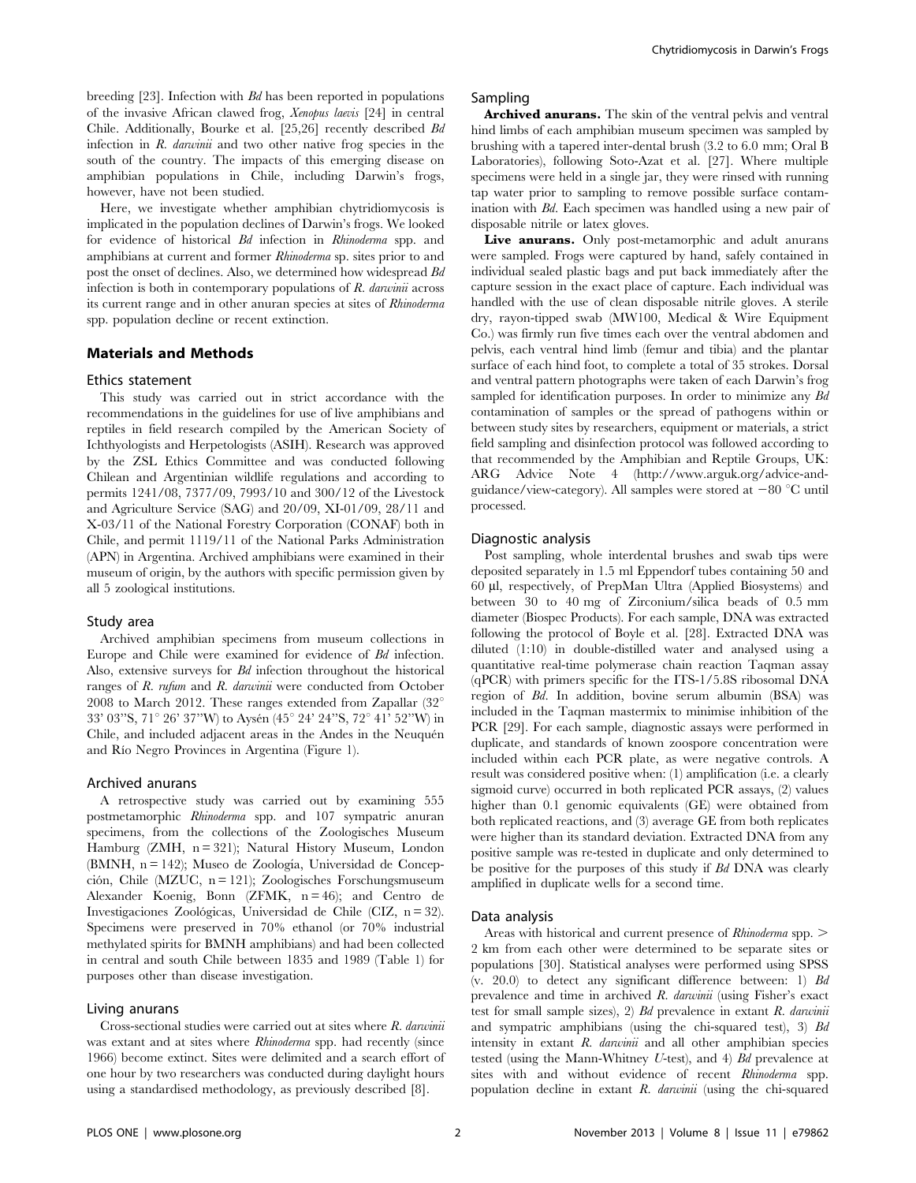breeding [23]. Infection with *Bd* has been reported in populations of the invasive African clawed frog, *Xenopus laevis* [24] in central Chile. Additionally, Bourke et al. [25,26] recently described *Bd* infection in *R. darwinii* and two other native frog species in the south of the country. The impacts of this emerging disease on amphibian populations in Chile, including Darwin's frogs, however, have not been studied.

Here, we investigate whether amphibian chytridiomycosis is implicated in the population declines of Darwin's frogs. We looked for evidence of historical *Bd* infection in *Rhinoderma* spp. and amphibians at current and former *Rhinoderma* sp. sites prior to and post the onset of declines. Also, we determined how widespread *Bd* infection is both in contemporary populations of *R. darwinii* across its current range and in other anuran species at sites of *Rhinoderma* spp. population decline or recent extinction.

## Materials and Methods

### Ethics statement

This study was carried out in strict accordance with the recommendations in the guidelines for use of live amphibians and reptiles in field research compiled by the American Society of Ichthyologists and Herpetologists (ASIH). Research was approved by the ZSL Ethics Committee and was conducted following Chilean and Argentinian wildlife regulations and according to permits 1241/08, 7377/09, 7993/10 and 300/12 of the Livestock and Agriculture Service (SAG) and 20/09, XI-01/09, 28/11 and X-03/11 of the National Forestry Corporation (CONAF) both in Chile, and permit 1119/11 of the National Parks Administration (APN) in Argentina. Archived amphibians were examined in their museum of origin, by the authors with specific permission given by all 5 zoological institutions.

### Study area

Archived amphibian specimens from museum collections in Europe and Chile were examined for evidence of *Bd* infection. Also, extensive surveys for *Bd* infection throughout the historical ranges of *R. rufum* and *R. darwinii* were conducted from October 2008 to March 2012. These ranges extended from Zapallar (32° 33' 03''S, 71° 26' 37''W) to Aysén (45° 24' 24''S, 72° 41' 52''W) in Chile, and included adjacent areas in the Andes in the Neuquén and Río Negro Provinces in Argentina (Figure 1).

### Archived anurans

A retrospective study was carried out by examining 555 postmetamorphic *Rhinoderma* spp. and 107 sympatric anuran specimens, from the collections of the Zoologisches Museum Hamburg (ZMH, n = 321); Natural History Museum, London (BMNH, n = 142); Museo de Zoología, Universidad de Concepción, Chile (MZUC, n = 121); Zoologisches Forschungsmuseum Alexander Koenig, Bonn (ZFMK, n = 46); and Centro de Investigaciones Zoológicas, Universidad de Chile (CIZ, n = 32). Specimens were preserved in 70% ethanol (or 70% industrial methylated spirits for BMNH amphibians) and had been collected in central and south Chile between 1835 and 1989 (Table 1) for purposes other than disease investigation.

### Living anurans

Cross-sectional studies were carried out at sites where *R. darwinii* was extant and at sites where *Rhinoderma* spp. had recently (since 1966) become extinct. Sites were delimited and a search effort of one hour by two researchers was conducted during daylight hours using a standardised methodology, as previously described [8].

### Sampling

**Archived anurans.** The skin of the ventral pelvis and ventral hind limbs of each amphibian museum specimen was sampled by brushing with a tapered inter-dental brush (3.2 to 6.0 mm; Oral B Laboratories), following Soto-Azat et al. [27]. Where multiple specimens were held in a single jar, they were rinsed with running tap water prior to sampling to remove possible surface contamination with *Bd*. Each specimen was handled using a new pair of disposable nitrile or latex gloves.

**Live anurans.** Only post-metamorphic and adult anurans were sampled. Frogs were captured by hand, safely contained in individual sealed plastic bags and put back immediately after the capture session in the exact place of capture. Each individual was handled with the use of clean disposable nitrile gloves. A sterile dry, rayon-tipped swab (MW100, Medical & Wire Equipment Co.) was firmly run five times each over the ventral abdomen and pelvis, each ventral hind limb (femur and tibia) and the plantar surface of each hind foot, to complete a total of 35 strokes. Dorsal and ventral pattern photographs were taken of each Darwin's frog sampled for identification purposes. In order to minimize any *Bd* contamination of samples or the spread of pathogens within or between study sites by researchers, equipment or materials, a strict field sampling and disinfection protocol was followed according to that recommended by the Amphibian and Reptile Groups, UK: ARG Advice Note 4 (http://www.arguk.org/advice-and-guidance/view-category). All samples were stored at −80 °C until processed.

### Diagnostic analysis

Post sampling, whole interdental brushes and swab tips were deposited separately in 1.5 ml Eppendorf tubes containing 50 and 60 µl, respectively, of PrepMan Ultra (Applied Biosystems) and between 30 to 40 mg of Zirconium/silica beads of 0.5 mm diameter (Biospec Products). For each sample, DNA was extracted following the protocol of Boyle et al. [28]. Extracted DNA was diluted (1:10) in double-distilled water and analysed using a quantitative real-time polymerase chain reaction Taqman assay (qPCR) with primers specific for the ITS-1/5.8S ribosomal DNA region of *Bd*. In addition, bovine serum albumin (BSA) was included in the Taqman mastermix to minimise inhibition of the PCR [29]. For each sample, diagnostic assays were performed in duplicate, and standards of known zoospore concentration were included within each PCR plate, as were negative controls. A result was considered positive when: (1) amplification (i.e. a clearly sigmoid curve) occurred in both replicated PCR assays, (2) values higher than 0.1 genomic equivalents (GE) were obtained from both replicated reactions, and (3) average GE from both replicates were higher than its standard deviation. Extracted DNA from any positive sample was re-tested in duplicate and only determined to be positive for the purposes of this study if *Bd* DNA was clearly amplified in duplicate wells for a second time.

### Data analysis

Areas with historical and current presence of *Rhinoderma* spp. > 2 km from each other were determined to be separate sites or populations [30]. Statistical analyses were performed using SPSS (v. 20.0) to detect any significant difference between: 1) *Bd* prevalence and time in archived *R. darwinii* (using Fisher's exact test for small sample sizes), 2) *Bd* prevalence in extant *R. darwinii* and sympatric amphibians (using the chi-squared test), 3) *Bd* intensity in extant *R. darwinii* and all other amphibian species tested (using the Mann-Whitney *U*-test), and 4) *Bd* prevalence at sites with and without evidence of recent *Rhinoderma* spp. population decline in extant *R. darwinii* (using the chi-squared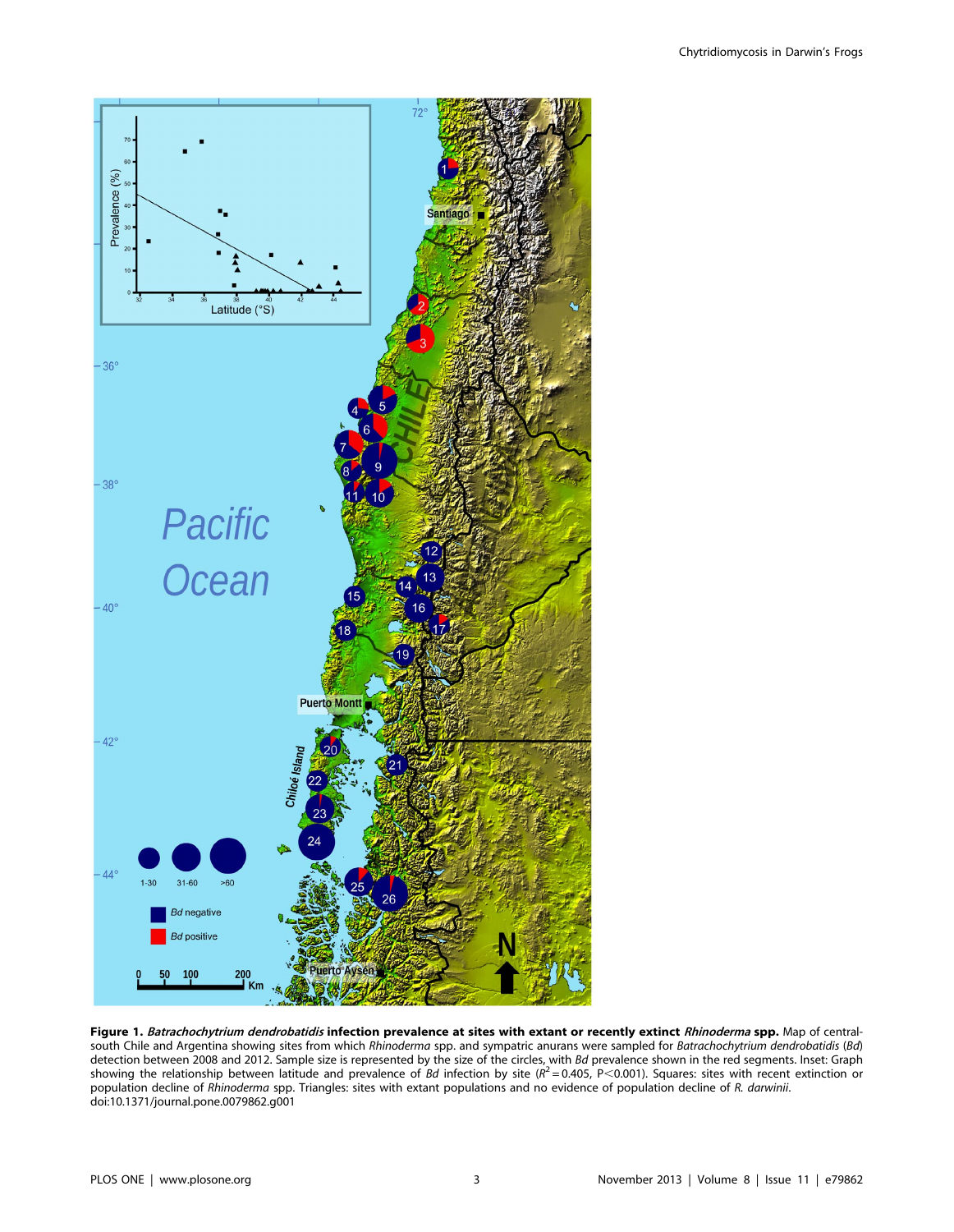**Figure 1. *Batrachochytrium dendrobatidis* infection prevalence at sites with extant or recently extinct *Rhinoderma* spp.** Map of central-south Chile and Argentina showing sites from which *Rhinoderma* spp. and sympatric anurans were sampled for *Batrachochytrium dendrobatidis* (*Bd*) detection between 2008 and 2012. Sample size is represented by the size of the circles, with *Bd* prevalence shown in the red segments. Inset: Graph showing the relationship between latitude and prevalence of *Bd* infection by site ($R^2 = 0.405$, $P < 0.001$). Squares: sites with recent extinction or population decline of *Rhinoderma* spp. Triangles: sites with extant populations and no evidence of population decline of *R. darwinii*.
doi:10.1371/journal.pone.0079862.g001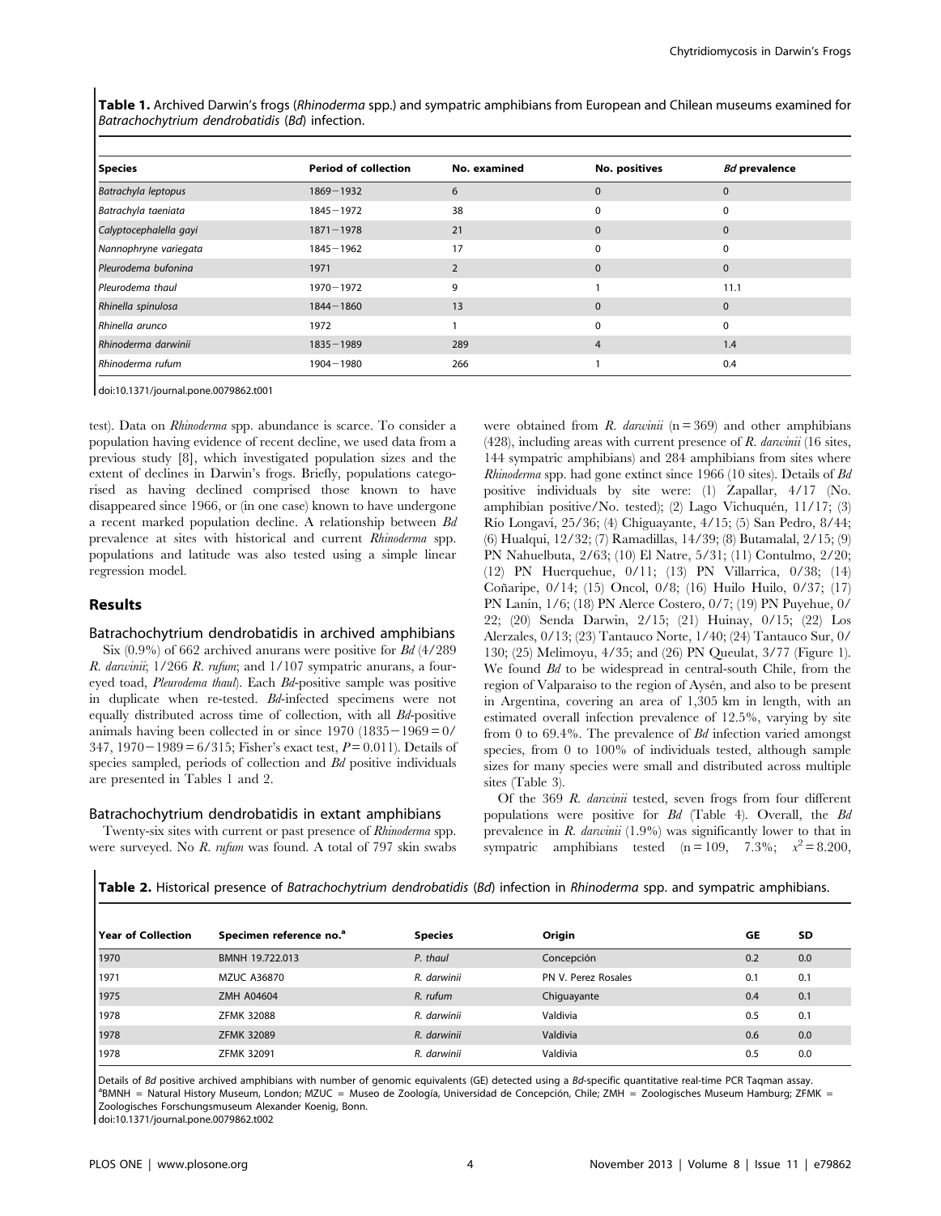**Table 1.** Archived Darwin's frogs (*Rhinoderma* spp.) and sympatric amphibians from European and Chilean museums examined for *Batrachochytrium dendrobatidis* (*Bd*) infection.

| Species | Period of collection | No. examined | No. positives | *Bd* prevalence |
|---|---|---|---|---|
| *Batrachyla leptopus* | 1869−1932 | 6 | 0 | 0 |
| *Batrachyla taeniata* | 1845−1972 | 38 | 0 | 0 |
| *Calyptocephalella gayi* | 1871−1978 | 21 | 0 | 0 |
| *Nannophryne variegata* | 1845−1962 | 17 | 0 | 0 |
| *Pleurodema bufonina* | 1971 | 2 | 0 | 0 |
| *Pleurodema thaul* | 1970−1972 | 9 | 1 | 11.1 |
| *Rhinella spinulosa* | 1844−1860 | 13 | 0 | 0 |
| *Rhinella arunco* | 1972 | 1 | 0 | 0 |
| *Rhinoderma darwinii* | 1835−1989 | 289 | 4 | 1.4 |
| *Rhinoderma rufum* | 1904−1980 | 266 | 1 | 0.4 |

doi:10.1371/journal.pone.0079862.t001

test). Data on *Rhinoderma* spp. abundance is scarce. To consider a population having evidence of recent decline, we used data from a previous study [8], which investigated population sizes and the extent of declines in Darwin's frogs. Briefly, populations categorised as having declined comprised those known to have disappeared since 1966, or (in one case) known to have undergone a recent marked population decline. A relationship between *Bd* prevalence at sites with historical and current *Rhinoderma* spp. populations and latitude was also tested using a simple linear regression model.

## Results

### Batrachochytrium dendrobatidis in archived amphibians

Six (0.9%) of 662 archived anurans were positive for *Bd* (4/289 *R. darwinii*; 1/266 *R. rufum*; and 1/107 sympatric anurans, a four-eyed toad, *Pleurodema thaul*). Each *Bd*-positive sample was positive in duplicate when re-tested. *Bd*-infected specimens were not equally distributed across time of collection, with all *Bd*-positive animals having been collected in or since 1970 (1835−1969 = 0/347, 1970−1989 = 6/315; Fisher's exact test, $P = 0.011$). Details of species sampled, periods of collection and *Bd* positive individuals are presented in Tables 1 and 2.

### Batrachochytrium dendrobatidis in extant amphibians

Twenty-six sites with current or past presence of *Rhinoderma* spp. were surveyed. No *R. rufum* was found. A total of 797 skin swabs were obtained from *R. darwinii* (n = 369) and other amphibians (428), including areas with current presence of *R. darwinii* (16 sites, 144 sympatric amphibians) and 284 amphibians from sites where *Rhinoderma* spp. had gone extinct since 1966 (10 sites). Details of *Bd* positive individuals by site were: (1) Zapallar, 4/17 (No. amphibian positive/No. tested); (2) Lago Vichuquén, 11/17; (3) Río Longaví, 25/36; (4) Chiguayante, 4/15; (5) San Pedro, 8/44; (6) Hualqui, 12/32; (7) Ramadillas, 14/39; (8) Butamalal, 2/15; (9) PN Nahuelbuta, 2/63; (10) El Natre, 5/31; (11) Contulmo, 2/20; (12) PN Huerquehue, 0/11; (13) PN Villarrica, 0/38; (14) Coñaripe, 0/14; (15) Oncol, 0/8; (16) Huilo Huilo, 0/37; (17) PN Lanín, 1/6; (18) PN Alerce Costero, 0/7; (19) PN Puyehue, 0/22; (20) Senda Darwin, 2/15; (21) Huinay, 0/15; (22) Los Alerzales, 0/13; (23) Tantauco Norte, 1/40; (24) Tantauco Sur, 0/130; (25) Melimoyu, 4/35; and (26) PN Queulat, 3/77 (Figure 1). We found *Bd* to be widespread in central-south Chile, from the region of Valparaiso to the region of Aysén, and also to be present in Argentina, covering an area of 1,305 km in length, with an estimated overall infection prevalence of 12.5%, varying by site from 0 to 69.4%. The prevalence of *Bd* infection varied amongst species, from 0 to 100% of individuals tested, although sample sizes for many species were small and distributed across multiple sites (Table 3).

Of the 369 *R. darwinii* tested, seven frogs from four different populations were positive for *Bd* (Table 4). Overall, the *Bd* prevalence in *R. darwinii* (1.9%) was significantly lower to that in sympatric amphibians tested (n = 109, 7.3%; $x^2 = 8.200$,

**Table 2.** Historical presence of *Batrachochytrium dendrobatidis* (*Bd*) infection in *Rhinoderma* spp. and sympatric amphibians.

| Year of Collection | Specimen reference no.[a] | Species | Origin | GE | SD |
|---|---|---|---|---|---|
| 1970 | BMNH 19.722.013 | *P. thaul* | Concepción | 0.2 | 0.0 |
| 1971 | MZUC A36870 | *R. darwinii* | PN V. Perez Rosales | 0.1 | 0.1 |
| 1975 | ZMH A04604 | *R. rufum* | Chiguayante | 0.4 | 0.1 |
| 1978 | ZFMK 32088 | *R. darwinii* | Valdivia | 0.5 | 0.1 |
| 1978 | ZFMK 32089 | *R. darwinii* | Valdivia | 0.6 | 0.0 |
| 1978 | ZFMK 32091 | *R. darwinii* | Valdivia | 0.5 | 0.0 |

Details of *Bd* positive archived amphibians with number of genomic equivalents (GE) detected using a *Bd*-specific quantitative real-time PCR Taqman assay.
[a]BMNH = Natural History Museum, London; MZUC = Museo de Zoología, Universidad de Concepción, Chile; ZMH = Zoologisches Museum Hamburg; ZFMK = Zoologisches Forschungsmuseum Alexander Koenig, Bonn.
doi:10.1371/journal.pone.0079862.t002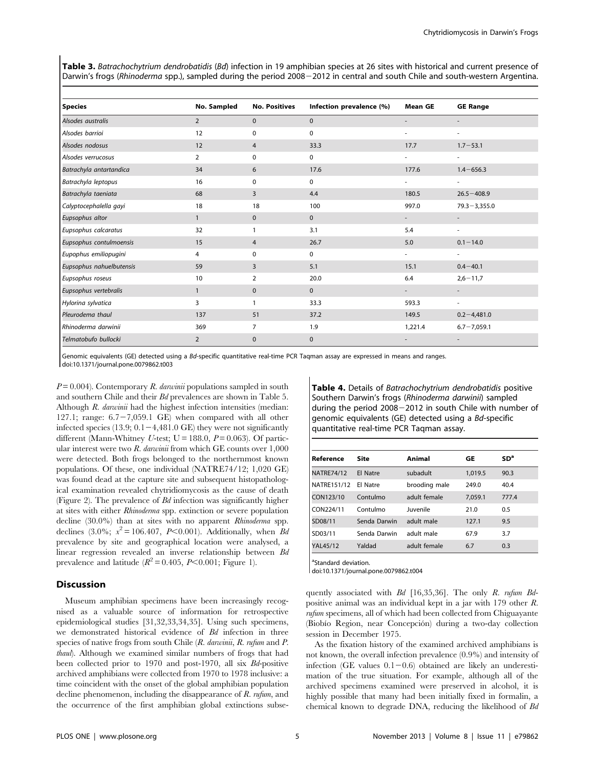**Table 3.** *Batrachochytrium dendrobatidis* (*Bd*) infection in 19 amphibian species at 26 sites with historical and current presence of Darwin's frogs (*Rhinoderma* spp.), sampled during the period 2008−2012 in central and south Chile and south-western Argentina.

| Species | No. Sampled | No. Positives | Infection prevalence (%) | Mean GE | GE Range |
|---|---|---|---|---|---|
| *Alsodes australis* | 2 | 0 | 0 | - | - |
| *Alsodes barrioi* | 12 | 0 | 0 | - | - |
| *Alsodes nodosus* | 12 | 4 | 33.3 | 17.7 | 1.7−53.1 |
| *Alsodes verrucosus* | 2 | 0 | 0 | - | - |
| *Batrachyla antartandica* | 34 | 6 | 17.6 | 177.6 | 1.4−656.3 |
| *Batrachyla leptopus* | 16 | 0 | 0 | - | - |
| *Batrachyla taeniata* | 68 | 3 | 4.4 | 180.5 | 26.5−408.9 |
| *Calyptocephalella gayi* | 18 | 18 | 100 | 997.0 | 79.3−3,355.0 |
| *Eupsophus altor* | 1 | 0 | 0 | - | - |
| *Eupsophus calcaratus* | 32 | 1 | 3.1 | 5.4 | - |
| *Eupsophus contulmoensis* | 15 | 4 | 26.7 | 5.0 | 0.1−14.0 |
| *Eupophus emiliopugini* | 4 | 0 | 0 | - | - |
| *Eupsophus nahuelbutensis* | 59 | 3 | 5.1 | 15.1 | 0.4−40.1 |
| *Eupsophus roseus* | 10 | 2 | 20.0 | 6.4 | 2,6−11,7 |
| *Eupsophus vertebralis* | 1 | 0 | 0 | - | - |
| *Hylorina sylvatica* | 3 | 1 | 33.3 | 593.3 | - |
| *Pleurodema thaul* | 137 | 51 | 37.2 | 149.5 | 0.2−4,481.0 |
| *Rhinoderma darwinii* | 369 | 7 | 1.9 | 1,221.4 | 6.7−7,059.1 |
| *Telmatobufo bullocki* | 2 | 0 | 0 | - | - |

Genomic equivalents (GE) detected using a *Bd*-specific quantitative real-time PCR Taqman assay are expressed in means and ranges.
doi:10.1371/journal.pone.0079862.t003

$P = 0.004$). Contemporary *R. darwinii* populations sampled in south and southern Chile and their *Bd* prevalences are shown in Table 5. Although *R. darwinii* had the highest infection intensities (median: 127.1; range: 6.7−7,059.1 GE) when compared with all other infected species (13.9; 0.1−4,481.0 GE) they were not significantly different (Mann-Whitney *U*-test; $U = 188.0$, $P = 0.063$). Of particular interest were two *R. darwinii* from which GE counts over 1,000 were detected. Both frogs belonged to the northernmost known populations. Of these, one individual (NATRE74/12; 1,020 GE) was found dead at the capture site and subsequent histopathological examination revealed chytridiomycosis as the cause of death (Figure 2). The prevalence of *Bd* infection was significantly higher at sites with either *Rhinoderma* spp. extinction or severe population decline (30.0%) than at sites with no apparent *Rhinoderma* spp. declines (3.0%; $x^2 = 106.407$, $P < 0.001$). Additionally, when *Bd* prevalence by site and geographical location were analysed, a linear regression revealed an inverse relationship between *Bd* prevalence and latitude ($R^2 = 0.405$, $P < 0.001$; Figure 1).

**Table 4.** Details of *Batrachochytrium dendrobatidis* positive Southern Darwin's frogs (*Rhinoderma darwinii*) sampled during the period 2008−2012 in south Chile with number of genomic equivalents (GE) detected using a *Bd*-specific quantitative real-time PCR Taqman assay.

| Reference | Site | Animal | GE | SD[a] |
|---|---|---|---|---|
| NATRE74/12 | El Natre | subadult | 1,019.5 | 90.3 |
| NATRE151/12 | El Natre | brooding male | 249.0 | 40.4 |
| CON123/10 | Contulmo | adult female | 7,059.1 | 777.4 |
| CON224/11 | Contulmo | Juvenile | 21.0 | 0.5 |
| SD08/11 | Senda Darwin | adult male | 127.1 | 9.5 |
| SD03/11 | Senda Darwin | adult male | 67.9 | 3.7 |
| YAL45/12 | Yaldad | adult female | 6.7 | 0.3 |

[a]Standard deviation.
doi:10.1371/journal.pone.0079862.t004

## Discussion

Museum amphibian specimens have been increasingly recognised as a valuable source of information for retrospective epidemiological studies [31,32,33,34,35]. Using such specimens, we demonstrated historical evidence of *Bd* infection in three species of native frogs from south Chile (*R. darwinii*, *R. rufum* and *P. thaul*). Although we examined similar numbers of frogs that had been collected prior to 1970 and post-1970, all six *Bd*-positive archived amphibians were collected from 1970 to 1978 inclusive: a time coincident with the onset of the global amphibian population decline phenomenon, including the disappearance of *R. rufum*, and the occurrence of the first amphibian global extinctions subsequently associated with *Bd* [16,35,36]. The only *R. rufum Bd*-positive animal was an individual kept in a jar with 179 other *R. rufum* specimens, all of which had been collected from Chiguayante (Biobío Region, near Concepción) during a two-day collection session in December 1975.

As the fixation history of the examined archived amphibians is not known, the overall infection prevalence (0.9%) and intensity of infection (GE values 0.1−0.6) obtained are likely an underestimation of the true situation. For example, although all of the archived specimens examined were preserved in alcohol, it is highly possible that many had been initially fixed in formalin, a chemical known to degrade DNA, reducing the likelihood of *Bd*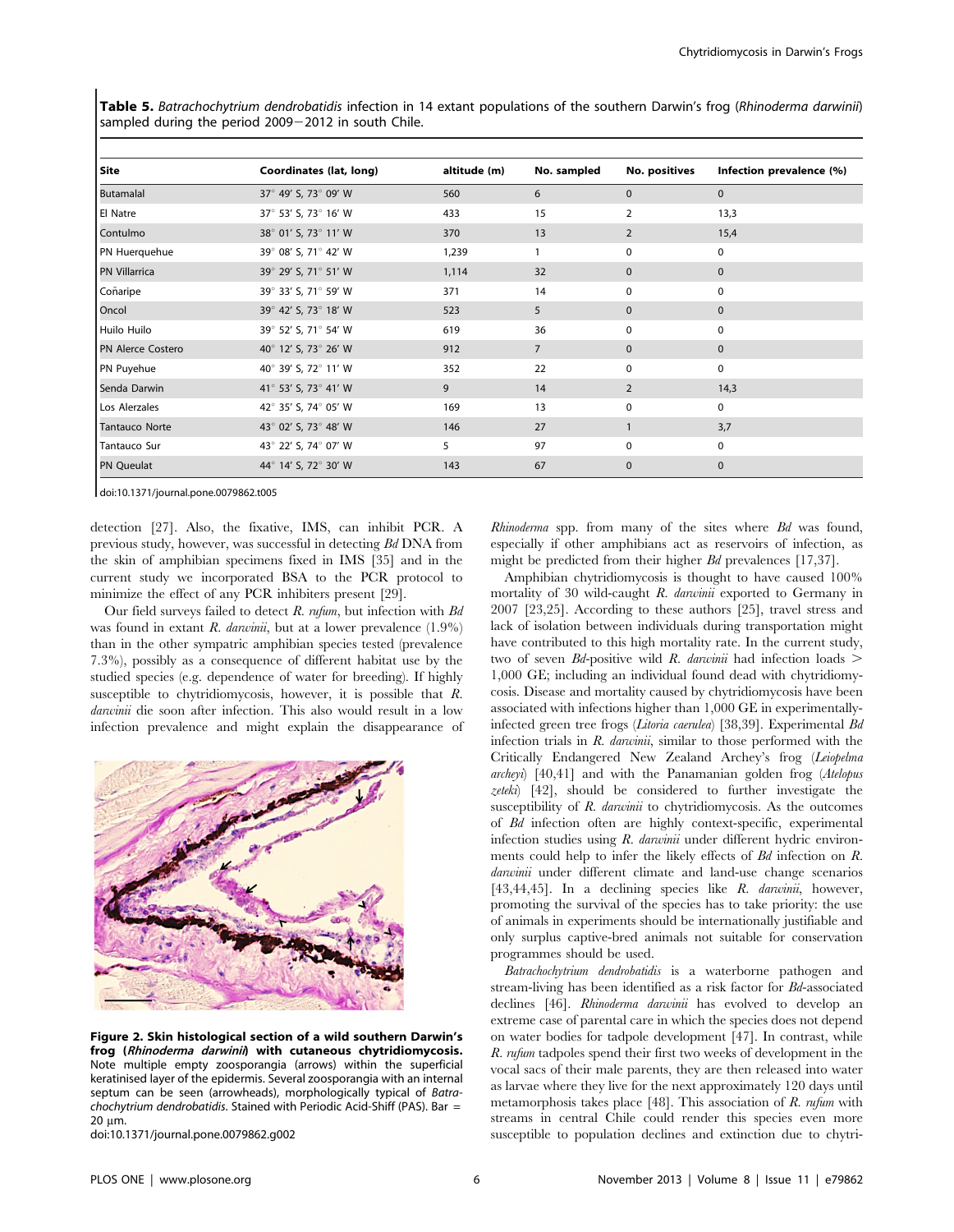**Table 5.** *Batrachochytrium dendrobatidis* infection in 14 extant populations of the southern Darwin's frog (*Rhinoderma darwinii*) sampled during the period 2009−2012 in south Chile.

| Site | Coordinates (lat, long) | altitude (m) | No. sampled | No. positives | Infection prevalence (%) |
|---|---|---|---|---|---|
| Butamalal | 37° 49′ S, 73° 09′ W | 560 | 6 | 0 | 0 |
| El Natre | 37° 53′ S, 73° 16′ W | 433 | 15 | 2 | 13,3 |
| Contulmo | 38° 01′ S, 73° 11′ W | 370 | 13 | 2 | 15,4 |
| PN Huerquehue | 39° 08′ S, 71° 42′ W | 1,239 | 1 | 0 | 0 |
| PN Villarrica | 39° 29′ S, 71° 51′ W | 1,114 | 32 | 0 | 0 |
| Coñaripe | 39° 33′ S, 71° 59′ W | 371 | 14 | 0 | 0 |
| Oncol | 39° 42′ S, 73° 18′ W | 523 | 5 | 0 | 0 |
| Huilo Huilo | 39° 52′ S, 71° 54′ W | 619 | 36 | 0 | 0 |
| PN Alerce Costero | 40° 12′ S, 73° 26′ W | 912 | 7 | 0 | 0 |
| PN Puyehue | 40° 39′ S, 72° 11′ W | 352 | 22 | 0 | 0 |
| Senda Darwin | 41° 53′ S, 73° 41′ W | 9 | 14 | 2 | 14,3 |
| Los Alerzales | 42° 35′ S, 74° 05′ W | 169 | 13 | 0 | 0 |
| Tantauco Norte | 43° 02′ S, 73° 48′ W | 146 | 27 | 1 | 3,7 |
| Tantauco Sur | 43° 22′ S, 74° 07′ W | 5 | 97 | 0 | 0 |
| PN Queulat | 44° 14′ S, 72° 30′ W | 143 | 67 | 0 | 0 |

doi:10.1371/journal.pone.0079862.t005

detection [27]. Also, the fixative, IMS, can inhibit PCR. A previous study, however, was successful in detecting *Bd* DNA from the skin of amphibian specimens fixed in IMS [35] and in the current study we incorporated BSA to the PCR protocol to minimize the effect of any PCR inhibiters present [29].

Our field surveys failed to detect *R. rufum*, but infection with *Bd* was found in extant *R. darwinii*, but at a lower prevalence (1.9%) than in the other sympatric amphibian species tested (prevalence 7.3%), possibly as a consequence of different habitat use by the studied species (e.g. dependence of water for breeding). If highly susceptible to chytridiomycosis, however, it is possible that *R. darwinii* die soon after infection. This also would result in a low infection prevalence and might explain the disappearance of *Rhinoderma* spp. from many of the sites where *Bd* was found, especially if other amphibians act as reservoirs of infection, as might be predicted from their higher *Bd* prevalences [17,37].

**Figure 2. Skin histological section of a wild southern Darwin's frog (*Rhinoderma darwinii*) with cutaneous chytridiomycosis.** Note multiple empty zoosporangia (arrows) within the superficial keratinised layer of the epidermis. Several zoosporangia with an internal septum can be seen (arrowheads), morphologically typical of *Batrachochytrium dendrobatidis*. Stained with Periodic Acid-Shiff (PAS). Bar = 20 µm.
doi:10.1371/journal.pone.0079862.g002

Amphibian chytridiomycosis is thought to have caused 100% mortality of 30 wild-caught *R. darwinii* exported to Germany in 2007 [23,25]. According to these authors [25], travel stress and lack of isolation between individuals during transportation might have contributed to this high mortality rate. In the current study, two of seven *Bd*-positive wild *R. darwinii* had infection loads > 1,000 GE; including an individual found dead with chytridiomycosis. Disease and mortality caused by chytridiomycosis have been associated with infections higher than 1,000 GE in experimentally-infected green tree frogs (*Litoria caerulea*) [38,39]. Experimental *Bd* infection trials in *R. darwinii*, similar to those performed with the Critically Endangered New Zealand Archey's frog (*Leiopelma archeyi*) [40,41] and with the Panamanian golden frog (*Atelopus zeteki*) [42], should be considered to further investigate the susceptibility of *R. darwinii* to chytridiomycosis. As the outcomes of *Bd* infection often are highly context-specific, experimental infection studies using *R. darwinii* under different hydric environments could help to infer the likely effects of *Bd* infection on *R. darwinii* under different climate and land-use change scenarios [43,44,45]. In a declining species like *R. darwinii*, however, promoting the survival of the species has to take priority: the use of animals in experiments should be internationally justifiable and only surplus captive-bred animals not suitable for conservation programmes should be used.

*Batrachochytrium dendrobatidis* is a waterborne pathogen and stream-living has been identified as a risk factor for *Bd*-associated declines [46]. *Rhinoderma darwinii* has evolved to develop an extreme case of parental care in which the species does not depend on water bodies for tadpole development [47]. In contrast, while *R. rufum* tadpoles spend their first two weeks of development in the vocal sacs of their male parents, they are then released into water as larvae where they live for the next approximately 120 days until metamorphosis takes place [48]. This association of *R. rufum* with streams in central Chile could render this species even more susceptible to population declines and extinction due to chytri-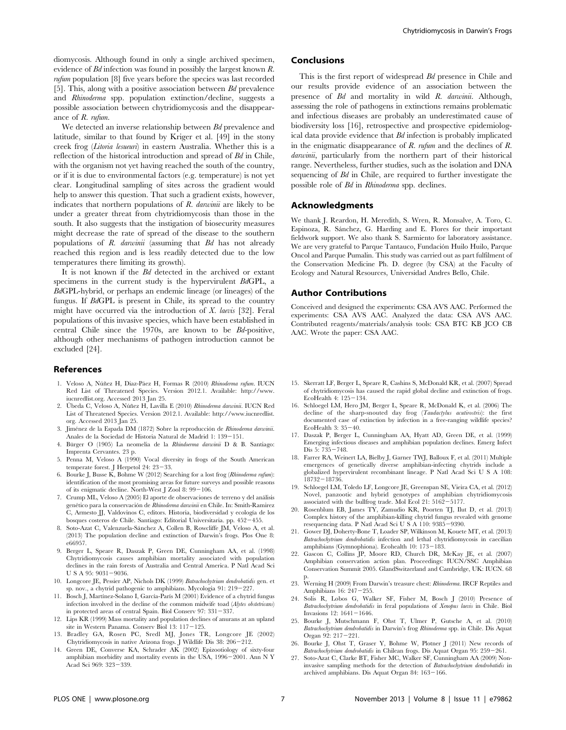diomycosis. Although found in only a single archived specimen, evidence of *Bd* infection was found in possibly the largest known *R. rufum* population [8] five years before the species was last recorded [5]. This, along with a positive association between *Bd* prevalence and *Rhinoderma* spp. population extinction/decline, suggests a possible association between chytridiomycosis and the disappearance of *R. rufum*.

We detected an inverse relationship between *Bd* prevalence and latitude, similar to that found by Kriger et al. [49] in the stony creek frog (*Litoria lesueuri*) in eastern Australia. Whether this is a reflection of the historical introduction and spread of *Bd* in Chile, with the organism not yet having reached the south of the country, or if it is due to environmental factors (e.g. temperature) is not yet clear. Longitudinal sampling of sites across the gradient would help to answer this question. That such a gradient exists, however, indicates that northern populations of *R. darwinii* are likely to be under a greater threat from chytridiomycosis than those in the south. It also suggests that the instigation of biosecurity measures might decrease the rate of spread of the disease to the southern populations of *R. darwinii* (assuming that *Bd* has not already reached this region and is less readily detected due to the low temperatures there limiting its growth).

It is not known if the *Bd* detected in the archived or extant specimens in the current study is the hypervirulent *Bd*GPL, a *Bd*GPL-hybrid, or perhaps an endemic lineage (or lineages) of the fungus. If *Bd*GPL is present in Chile, its spread to the country might have occurred via the introduction of *X. laevis* [32]. Feral populations of this invasive species, which have been established in central Chile since the 1970s, are known to be *Bd*-positive, although other mechanisms of pathogen introduction cannot be excluded [24].

## Conclusions

This is the first report of widespread *Bd* presence in Chile and our results provide evidence of an association between the presence of *Bd* and mortality in wild *R. darwinii*. Although, assessing the role of pathogens in extinctions remains problematic and infectious diseases are probably an underestimated cause of biodiversity loss [16], retrospective and prospective epidemiological data provide evidence that *Bd* infection is probably implicated in the enigmatic disappearance of *R. rufum* and the declines of *R. darwinii*, particularly from the northern part of their historical range. Nevertheless, further studies, such as the isolation and DNA sequencing of *Bd* in Chile, are required to further investigate the possible role of *Bd* in *Rhinoderma* spp. declines.

## Acknowledgments

We thank J. Reardon, H. Meredith, S. Wren, R. Monsalve, A. Toro, C. Espinoza, R. Sánchez, G. Harding and E. Flores for their important fieldwork support. We also thank S. Sarmiento for laboratory assistance. We are very grateful to Parque Tantauco, Fundación Huilo Huilo, Parque Oncol and Parque Pumalín. This study was carried out as part fulfilment of the Conservation Medicine Ph. D. degree (by CSA) at the Faculty of Ecology and Natural Resources, Universidad Andres Bello, Chile.

## Author Contributions

Conceived and designed the experiments: CSA AVS AAC. Performed the experiments: CSA AVS AAC. Analyzed the data: CSA AVS AAC. Contributed reagents/materials/analysis tools: CSA BTC KB JCO CB AAC. Wrote the paper: CSA AAC.

## References

1. Veloso A, Núñez H, Diaz-Páez H, Formas R (2010) *Rhinoderma rufum*. IUCN Red List of Threatened Species. Version 2012.1. Available: http://www.iucnredlist.org. Accessed 2013 Jan 25.
2. Úbeda C, Veloso A, Núñez H, Lavilla E (2010) *Rhinoderma darwinii*. IUCN Red List of Threatened Species. Version 2012.1. Available: http://www.iucnredlist.org. Accessed 2013 Jan 25.
3. Jiménez de la Espada DM (1872) Sobre la reproducción de *Rhinoderma darwinii*. Anales de la Sociedad de Historia Natural de Madrid 1: 139–151.
4. Bürger O (1905) La neomelia de la *Rhindoerma darwinii* D & B. Santiago: Imprenta Cervantes. 23 p.
5. Penna M, Veloso A (1990) Vocal diversity in frogs of the South American temperate forest. J Herpetol 24: 23–33.
6. Bourke J, Busse K, Bohme W (2012) Searching for a lost frog (*Rhinoderma rufum*): identification of the most promising areas for future surveys and possible reasons of its enigmatic decline. North-West J Zool 8: 99–106.
7. Crump ML, Veloso A (2005) El aporte de observaciones de terreno y del análisis genético para la conservación de *Rhinoderma darwinii* en Chile. In: Smith-Ramirez C, Armesto JJ, Valdovinos C, editors. Historia, biodiversidad y ecología de los bosques costeros de Chile. Santiago: Editorial Universitaria. pp. 452–455.
8. Soto-Azat C, Valenzuela-Sánchez A, Collen B, Rowcliffe JM, Veloso A, et al. (2013) The population decline and extinction of Darwin's frogs. Plos One 8: e66957.
9. Berger L, Speare R, Daszak P, Green DE, Cunningham AA, et al. (1998) Chytridiomycosis causes amphibian mortality associated with population declines in the rain forests of Australia and Central America. P Natl Acad Sci U S A 95: 9031–9036.
10. Longcore JE, Pessier AP, Nichols DK (1999) *Batrachochytrium dendrobatidis* gen. et sp. nov., a chytrid pathogenic to amphibians. Mycologia 91: 219–227.
11. Bosch J, Martínez-Solano I, García-París M (2001) Evidence of a chytrid fungus infection involved in the decline of the common midwife toad (*Alytes obstetricans*) in protected areas of central Spain. Biol Conserv 97: 331–337.
12. Lips KR (1999) Mass mortality and population declines of anurans at an upland site in Western Panama. Conserv Biol 13: 117–125.
13. Bradley GA, Rosen PC, Sredl MJ, Jones TR, Longcore JE (2002) Chytridiomycosis in native Arizona frogs. J Wildlife Dis 38: 206–212.
14. Green DE, Converse KA, Schrader AK (2002) Epizootiology of sixty-four amphibian morbidity and mortality events in the USA, 1996–2001. Ann N Y Acad Sci 969: 323–339.
15. Skerratt LF, Berger L, Speare R, Cashins S, McDonald KR, et al. (2007) Spread of chytridiomycosis has caused the rapid global decline and extinction of frogs. EcoHealth 4: 125–134.
16. Schloegel LM, Hero JM, Berger L, Speare R, McDonald K, et al. (2006) The decline of the sharp-snouted day frog (*Taudactylus acutirostris*): the first documented case of extinction by infection in a free-ranging wildlife species? EcoHealth 3: 35–40.
17. Daszak P, Berger L, Cunningham AA, Hyatt AD, Green DE, et al. (1999) Emerging infectious diseases and amphibian population declines. Emerg Infect Dis 5: 735–748.
18. Farrer RA, Weinert LA, Bielby J, Garner TWJ, Balloux F, et al. (2011) Multiple emergences of genetically diverse amphibian-infecting chytrids include a globalized hypervirulent recombinant lineage. P Natl Acad Sci U S A 108: 18732–18736.
19. Schloegel LM, Toledo LF, Longcore JE, Greenspan SE, Vieira CA, et al. (2012) Novel, panzootic and hybrid genotypes of amphibian chytridiomycosis associated with the bullfrog trade. Mol Ecol 21: 5162–5177.
20. Rosenblum EB, James TY, Zamudio KR, Poorten TJ, Ilut D, et al. (2013) Complex history of the amphibian-killing chytrid fungus revealed with genome resequencing data. P Natl Acad Sci U S A 110: 9385–9390.
21. Gower DJ, Doherty-Bone T, Loader SP, Wilkinson M, Kouete MT, et al. (2013) *Batrachochytrium dendrobatidis* infection and lethal chytridiomycosis in caecilian amphibians (Gymnophiona). Ecohealth 10: 173–183.
22. Gascon C, Collins JP, Moore RD, Church DR, McKay JE, et al. (2007) Amphibian conservation action plan. Proceedings: IUCN/SSC Amphibian Conservation Summit 2005. GlandSwitzerland and Cambridge, UK: IUCN. 68 p.
23. Werning H (2009) From Darwin's treasure chest: *Rhinoderma*. IRCF Reptiles and Amphibians 16: 247–255.
24. Solis R, Lobos G, Walker SF, Fisher M, Bosch J (2010) Presence of *Batrachochytrium dendrobatidis* in feral populations of *Xenopus laevis* in Chile. Biol Invasions 12: 1641–1646.
25. Bourke J, Mutschmann F, Ohst T, Ulmer P, Gutsche A, et al. (2010) *Batrachochytrium dendrobatidis* in Darwin's frog *Rhinoderma* spp. in Chile. Dis Aquat Organ 92: 217–221.
26. Bourke J, Ohst T, Graser Y, Bohme W, Plotner J (2011) New records of *Batrachochytrium dendrobatidis* in Chilean frogs. Dis Aquat Organ 95: 259–261.
27. Soto-Azat C, Clarke BT, Fisher MC, Walker SF, Cunningham AA (2009) Non-invasive sampling methods for the detection of *Batrachochytrium dendrobatidis* in archived amphibians. Dis Aquat Organ 84: 163–166.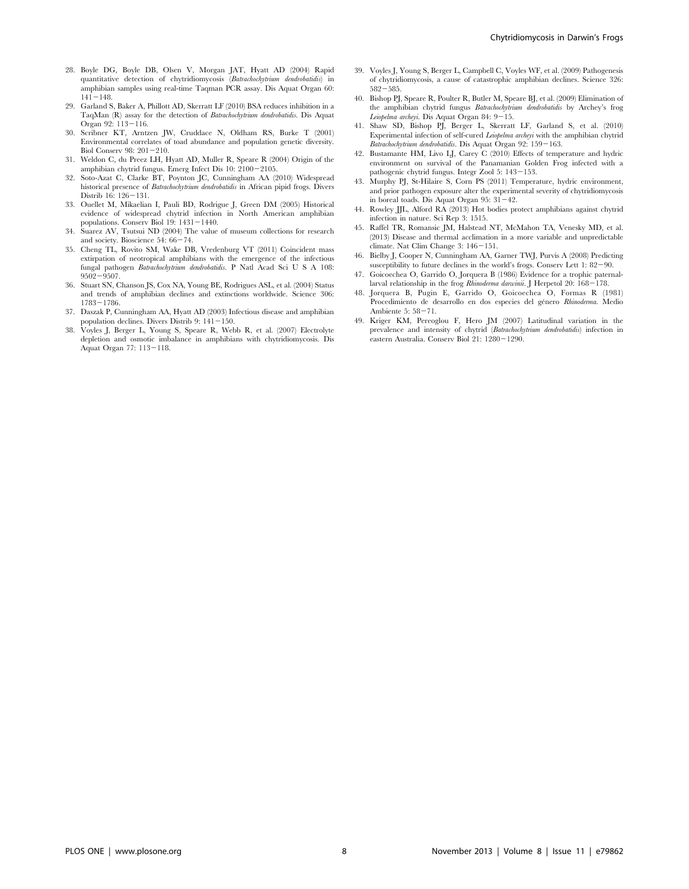28. Boyle DG, Boyle DB, Olsen V, Morgan JAT, Hyatt AD (2004) Rapid quantitative detection of chytridiomycosis (*Batrachochytrium dendrobatidis*) in amphibian samples using real-time Taqman PCR assay. Dis Aquat Organ 60: 141–148.
29. Garland S, Baker A, Phillott AD, Skerratt LF (2010) BSA reduces inhibition in a TaqMan (R) assay for the detection of *Batrachochytrium dendrobatidis*. Dis Aquat Organ 92: 113–116.
30. Scribner KT, Arntzen JW, Cruddace N, Oldham RS, Burke T (2001) Environmental correlates of toad abundance and population genetic diversity. Biol Conserv 98: 201–210.
31. Weldon C, du Preez LH, Hyatt AD, Muller R, Speare R (2004) Origin of the amphibian chytrid fungus. Emerg Infect Dis 10: 2100–2105.
32. Soto-Azat C, Clarke BT, Poynton JC, Cunningham AA (2010) Widespread historical presence of *Batrachochytrium dendrobatidis* in African pipid frogs. Divers Distrib 16: 126–131.
33. Ouellet M, Mikaelian I, Pauli BD, Rodrigue J, Green DM (2005) Historical evidence of widespread chytrid infection in North American amphibian populations. Conserv Biol 19: 1431–1440.
34. Suarez AV, Tsutsui ND (2004) The value of museum collections for research and society. Bioscience 54: 66–74.
35. Cheng TL, Rovito SM, Wake DB, Vredenburg VT (2011) Coincident mass extirpation of neotropical amphibians with the emergence of the infectious fungal pathogen *Batrachochytrium dendrobatidis*. P Natl Acad Sci U S A 108: 9502–9507.
36. Stuart SN, Chanson JS, Cox NA, Young BE, Rodrigues ASL, et al. (2004) Status and trends of amphibian declines and extinctions worldwide. Science 306: 1783–1786.
37. Daszak P, Cunningham AA, Hyatt AD (2003) Infectious disease and amphibian population declines. Divers Distrib 9: 141–150.
38. Voyles J, Berger L, Young S, Speare R, Webb R, et al. (2007) Electrolyte depletion and osmotic imbalance in amphibians with chytridiomycosis. Dis Aquat Organ 77: 113–118.
39. Voyles J, Young S, Berger L, Campbell C, Voyles WF, et al. (2009) Pathogenesis of chytridiomycosis, a cause of catastrophic amphibian declines. Science 326: 582–585.
40. Bishop PJ, Speare R, Poulter R, Butler M, Speare BJ, et al. (2009) Elimination of the amphibian chytrid fungus *Batrachochytrium dendrobatidis* by Archey's frog *Leiopelma archeyi*. Dis Aquat Organ 84: 9–15.
41. Shaw SD, Bishop PJ, Berger L, Skerratt LF, Garland S, et al. (2010) Experimental infection of self-cured *Leiopelma archeyi* with the amphibian chytrid *Batrachochytrium dendrobatidis*. Dis Aquat Organ 92: 159–163.
42. Bustamante HM, Livo LJ, Carey C (2010) Effects of temperature and hydric environment on survival of the Panamanian Golden Frog infected with a pathogenic chytrid fungus. Integr Zool 5: 143–153.
43. Murphy PJ, St-Hilaire S, Corn PS (2011) Temperature, hydric environment, and prior pathogen exposure alter the experimental severity of chytridiomycosis in boreal toads. Dis Aquat Organ 95: 31–42.
44. Rowley JJL, Alford RA (2013) Hot bodies protect amphibians against chytrid infection in nature. Sci Rep 3: 1515.
45. Raffel TR, Romansic JM, Halstead NT, McMahon TA, Venesky MD, et al. (2013) Disease and thermal acclimation in a more variable and unpredictable climate. Nat Clim Change 3: 146–151.
46. Bielby J, Cooper N, Cunningham AA, Garner TWJ, Purvis A (2008) Predicting susceptibility to future declines in the world's frogs. Conserv Lett 1: 82–90.
47. Goicoechea O, Garrido O, Jorquera B (1986) Evidence for a trophic paternal-larval relationship in the frog *Rhinoderma darwinii*. J Herpetol 20: 168–178.
48. Jorquera B, Pugin E, Garrido O, Goicoechea O, Formas R (1981) Procedimiento de desarrollo en dos especies del género *Rhinoderma*. Medio Ambiente 5: 58–71.
49. Kriger KM, Pereoglou F, Hero JM (2007) Latitudinal variation in the prevalence and intensity of chytrid (*Batrachochytrium dendrobatidis*) infection in eastern Australia. Conserv Biol 21: 1280–1290.